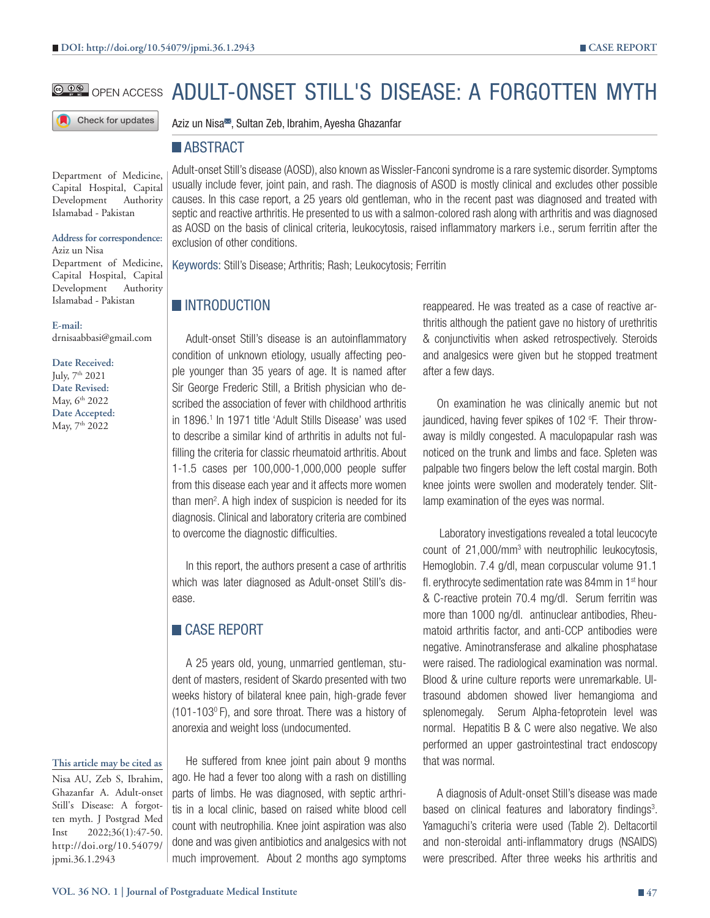DOI: http://doi.org/10.54079/jpmi.36.1.2943

CASE REPORT

OPEN ACCESS

# ADULT-ONSET STILL'S DISEASE: A FORGOTTEN MYTH

Aziz un Nisa, Sultan Zeb, Ibrahim, Ayesha Ghazanfar

Department of Medicine, Capital Hospital, Capital Development Authority Islamabad - Pakistan

**Address for correspondence:**
Aziz un Nisa
Department of Medicine, Capital Hospital, Capital Development Authority Islamabad - Pakistan

**E-mail:**
drnisaabbasi@gmail.com

**Date Received:** July, 7th 2021
**Date Revised:** May, 6th 2022
**Date Accepted:** May, 7th 2022

**This article may be cited as**
Nisa AU, Zeb S, Ibrahim, Ghazanfar A. Adult-onset Still's Disease: A forgotten myth. J Postgrad Med Inst 2022;36(1):47-50. http://doi.org/10.54079/jpmi.36.1.2943

## ABSTRACT

Adult-onset Still's disease (AOSD), also known as Wissler-Fanconi syndrome is a rare systemic disorder. Symptoms usually include fever, joint pain, and rash. The diagnosis of ASOD is mostly clinical and excludes other possible causes. In this case report, a 25 years old gentleman, who in the recent past was diagnosed and treated with septic and reactive arthritis. He presented to us with a salmon-colored rash along with arthritis and was diagnosed as AOSD on the basis of clinical criteria, leukocytosis, raised inflammatory markers i.e., serum ferritin after the exclusion of other conditions.

Keywords: Still's Disease; Arthritis; Rash; Leukocytosis; Ferritin

## INTRODUCTION

Adult-onset Still's disease is an autoinflammatory condition of unknown etiology, usually affecting people younger than 35 years of age. It is named after Sir George Frederic Still, a British physician who described the association of fever with childhood arthritis in 1896.[1] In 1971 title 'Adult Stills Disease' was used to describe a similar kind of arthritis in adults not fulfilling the criteria for classic rheumatoid arthritis. About 1-1.5 cases per 100,000-1,000,000 people suffer from this disease each year and it affects more women than men[2]. A high index of suspicion is needed for its diagnosis. Clinical and laboratory criteria are combined to overcome the diagnostic difficulties.

In this report, the authors present a case of arthritis which was later diagnosed as Adult-onset Still's disease.

## CASE REPORT

A 25 years old, young, unmarried gentleman, student of masters, resident of Skardo presented with two weeks history of bilateral knee pain, high-grade fever (101-103$^0$ F), and sore throat. There was a history of anorexia and weight loss (undocumented.

He suffered from knee joint pain about 9 months ago. He had a fever too along with a rash on distilling parts of limbs. He was diagnosed, with septic arthritis in a local clinic, based on raised white blood cell count with neutrophilia. Knee joint aspiration was also done and was given antibiotics and analgesics with not much improvement. About 2 months ago symptoms reappeared. He was treated as a case of reactive arthritis although the patient gave no history of urethritis & conjunctivitis when asked retrospectively. Steroids and analgesics were given but he stopped treatment after a few days.

On examination he was clinically anemic but not jaundiced, having fever spikes of 102 $^0$F. Their throw-away is mildly congested. A maculopapular rash was noticed on the trunk and limbs and face. Spleten was palpable two fingers below the left costal margin. Both knee joints were swollen and moderately tender. Slit-lamp examination of the eyes was normal.

Laboratory investigations revealed a total leucocyte count of 21,000/mm$^3$ with neutrophilic leukocytosis, Hemoglobin. 7.4 g/dl, mean corpuscular volume 91.1 fl. erythrocyte sedimentation rate was 84mm in 1$^{st}$ hour & C-reactive protein 70.4 mg/dl. Serum ferritin was more than 1000 ng/dl. antinuclear antibodies, Rheumatoid arthritis factor, and anti-CCP antibodies were negative. Aminotransferase and alkaline phosphatase were raised. The radiological examination was normal. Blood & urine culture reports were unremarkable. Ultrasound abdomen showed liver hemangioma and splenomegaly. Serum Alpha-fetoprotein level was normal. Hepatitis B & C were also negative. We also performed an upper gastrointestinal tract endoscopy that was normal.

A diagnosis of Adult-onset Still's disease was made based on clinical features and laboratory findings[3]. Yamaguchi's criteria were used (Table 2). Deltacortil and non-steroidal anti-inflammatory drugs (NSAIDS) were prescribed. After three weeks his arthritis and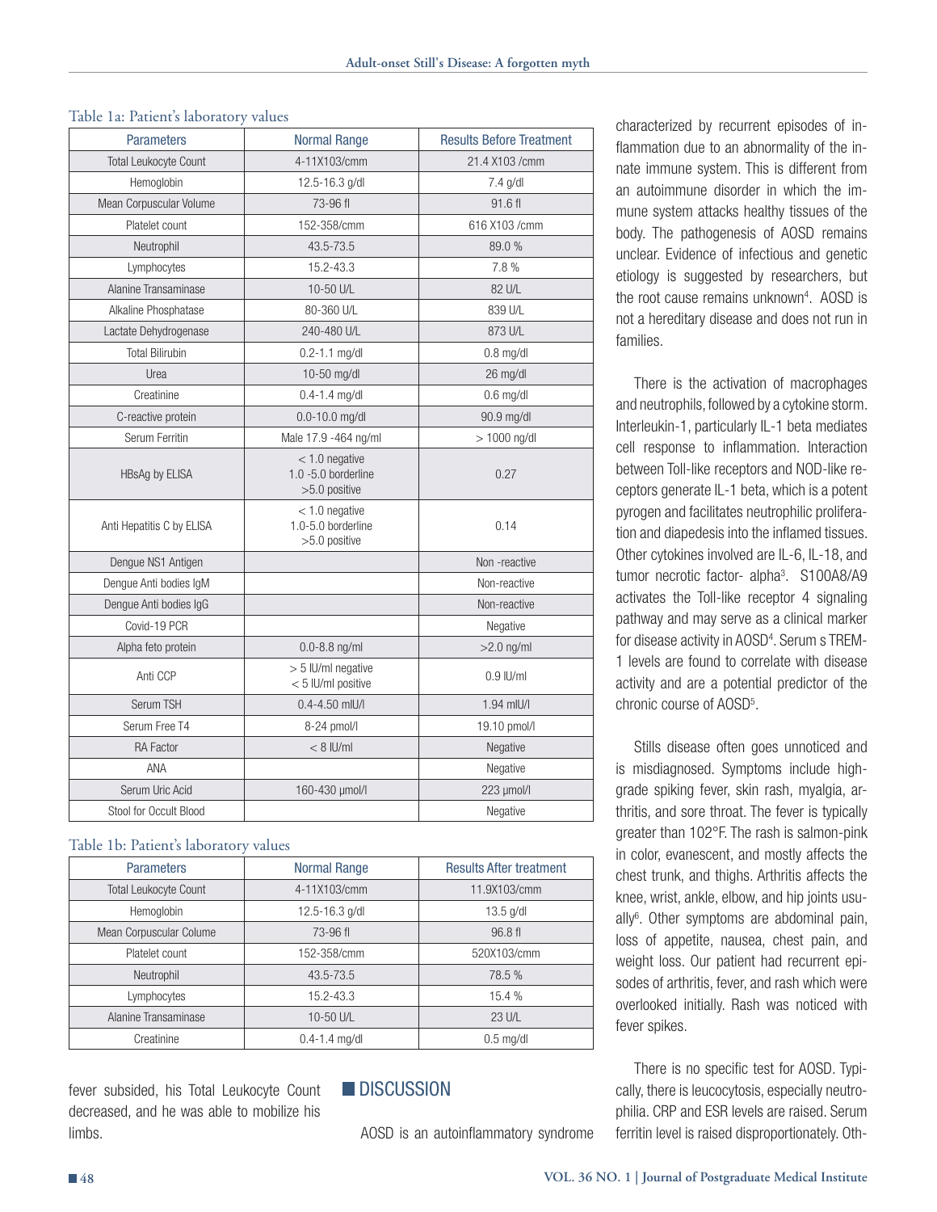Table 1a: Patient's laboratory values

| Parameters | Normal Range | Results Before Treatment |
|---|---|---|
| Total Leukocyte Count | 4-11X103/cmm | 21.4 X103 /cmm |
| Hemoglobin | 12.5-16.3 g/dl | 7.4 g/dl |
| Mean Corpuscular Volume | 73-96 fl | 91.6 fl |
| Platelet count | 152-358/cmm | 616 X103 /cmm |
| Neutrophil | 43.5-73.5 | 89.0 % |
| Lymphocytes | 15.2-43.3 | 7.8 % |
| Alanine Transaminase | 10-50 U/L | 82 U/L |
| Alkaline Phosphatase | 80-360 U/L | 839 U/L |
| Lactate Dehydrogenase | 240-480 U/L | 873 U/L |
| Total Bilirubin | 0.2-1.1 mg/dl | 0.8 mg/dl |
| Urea | 10-50 mg/dl | 26 mg/dl |
| Creatinine | 0.4-1.4 mg/dl | 0.6 mg/dl |
| C-reactive protein | 0.0-10.0 mg/dl | 90.9 mg/dl |
| Serum Ferritin | Male 17.9 -464 ng/ml | > 1000 ng/dl |
| HBsAg by ELISA | < 1.0 negative<br>1.0 -5.0 borderline<br>>5.0 positive | 0.27 |
| Anti Hepatitis C by ELISA | < 1.0 negative<br>1.0-5.0 borderline<br>>5.0 positive | 0.14 |
| Dengue NS1 Antigen | | Non -reactive |
| Dengue Anti bodies IgM | | Non-reactive |
| Dengue Anti bodies IgG | | Non-reactive |
| Covid-19 PCR | | Negative |
| Alpha feto protein | 0.0-8.8 ng/ml | >2.0 ng/ml |
| Anti CCP | > 5 IU/ml negative<br>< 5 IU/ml positive | 0.9 IU/ml |
| Serum TSH | 0.4-4.50 mIU/l | 1.94 mIU/l |
| Serum Free T4 | 8-24 pmol/l | 19.10 pmol/l |
| RA Factor | < 8 IU/ml | Negative |
| ANA | | Negative |
| Serum Uric Acid | 160-430 µmol/l | 223 µmol/l |
| Stool for Occult Blood | | Negative |

Table 1b: Patient's laboratory values

| Parameters | Normal Range | Results After treatment |
|---|---|---|
| Total Leukocyte Count | 4-11X103/cmm | 11.9X103/cmm |
| Hemoglobin | 12.5-16.3 g/dl | 13.5 g/dl |
| Mean Corpuscular Colume | 73-96 fl | 96.8 fl |
| Platelet count | 152-358/cmm | 520X103/cmm |
| Neutrophil | 43.5-73.5 | 78.5 % |
| Lymphocytes | 15.2-43.3 | 15.4 % |
| Alanine Transaminase | 10-50 U/L | 23 U/L |
| Creatinine | 0.4-1.4 mg/dl | 0.5 mg/dl |

fever subsided, his Total Leukocyte Count decreased, and he was able to mobilize his limbs.

## DISCUSSION

AOSD is an autoinflammatory syndrome characterized by recurrent episodes of inflammation due to an abnormality of the innate immune system. This is different from an autoimmune disorder in which the immune system attacks healthy tissues of the body. The pathogenesis of AOSD remains unclear. Evidence of infectious and genetic etiology is suggested by researchers, but the root cause remains unknown[4]. AOSD is not a hereditary disease and does not run in families.

There is the activation of macrophages and neutrophils, followed by a cytokine storm. Interleukin-1, particularly IL-1 beta mediates cell response to inflammation. Interaction between Toll-like receptors and NOD-like receptors generate IL-1 beta, which is a potent pyrogen and facilitates neutrophilic proliferation and diapedesis into the inflamed tissues. Other cytokines involved are IL-6, IL-18, and tumor necrotic factor- alpha[3]. S100A8/A9 activates the Toll-like receptor 4 signaling pathway and may serve as a clinical marker for disease activity in AOSD[4]. Serum s TREM-1 levels are found to correlate with disease activity and are a potential predictor of the chronic course of AOSD[5].

Stills disease often goes unnoticed and is misdiagnosed. Symptoms include high-grade spiking fever, skin rash, myalgia, arthritis, and sore throat. The fever is typically greater than 102°F. The rash is salmon-pink in color, evanescent, and mostly affects the chest trunk, and thighs. Arthritis affects the knee, wrist, ankle, elbow, and hip joints usually[6]. Other symptoms are abdominal pain, loss of appetite, nausea, chest pain, and weight loss. Our patient had recurrent episodes of arthritis, fever, and rash which were overlooked initially. Rash was noticed with fever spikes.

There is no specific test for AOSD. Typically, there is leucocytosis, especially neutrophilia. CRP and ESR levels are raised. Serum ferritin level is raised disproportionately. Oth-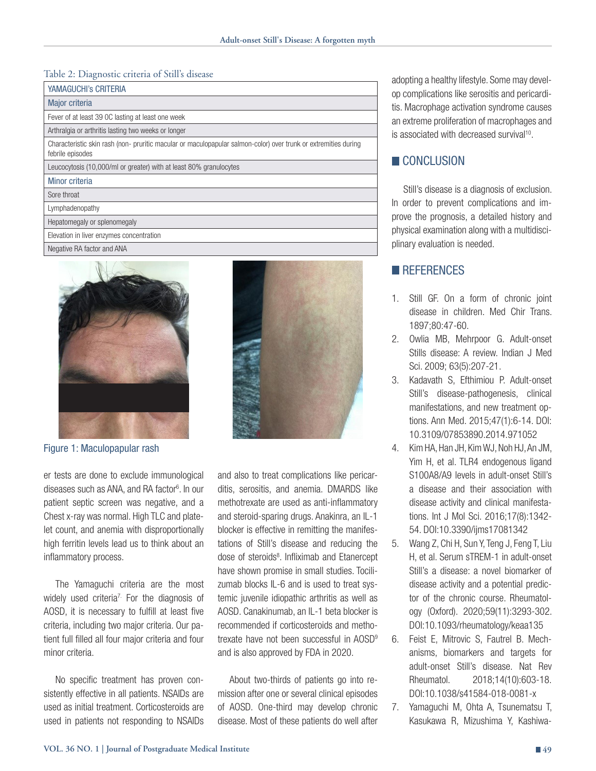Table 2: Diagnostic criteria of Still's disease

| YAMAGUCHI's CRITERIA |
|---|
| Major criteria |
| Fever of at least 39 0C lasting at least one week |
| Arthralgia or arthritis lasting two weeks or longer |
| Characteristic skin rash (non- pruritic macular or maculopapular salmon-color) over trunk or extremities during febrile episodes |
| Leucocytosis (10,000/ml or greater) with at least 80% granulocytes |
| Minor criteria |
| Sore throat |
| Lymphadenopathy |
| Hepatomegaly or splenomegaly |
| Elevation in liver enzymes concentration |
| Negative RA factor and ANA |

Figure 1: Maculopapular rash

er tests are done to exclude immunological diseases such as ANA, and RA factor[6]. In our patient septic screen was negative, and a Chest x-ray was normal. High TLC and platelet count, and anemia with disproportionally high ferritin levels lead us to think about an inflammatory process.

The Yamaguchi criteria are the most widely used criteria[7]. For the diagnosis of AOSD, it is necessary to fulfill at least five criteria, including two major criteria. Our patient full filled all four major criteria and four minor criteria.

No specific treatment has proven consistently effective in all patients. NSAIDs are used as initial treatment. Corticosteroids are used in patients not responding to NSAIDs and also to treat complications like pericarditis, serositis, and anemia. DMARDS like methotrexate are used as anti-inflammatory and steroid-sparing drugs. Anakinra, an IL-1 blocker is effective in remitting the manifestations of Still's disease and reducing the dose of steroids[8]. Infliximab and Etanercept have shown promise in small studies. Tocilizumab blocks IL-6 and is used to treat systemic juvenile idiopathic arthritis as well as AOSD. Canakinumab, an IL-1 beta blocker is recommended if corticosteroids and methotrexate have not been successful in AOSD[9] and is also approved by FDA in 2020.

About two-thirds of patients go into remission after one or several clinical episodes of AOSD. One-third may develop chronic disease. Most of these patients do well after adopting a healthy lifestyle. Some may develop complications like serositis and pericarditis. Macrophage activation syndrome causes an extreme proliferation of macrophages and is associated with decreased survival[10].

## CONCLUSION

Still's disease is a diagnosis of exclusion. In order to prevent complications and improve the prognosis, a detailed history and physical examination along with a multidisciplinary evaluation is needed.

## REFERENCES

1. Still GF. On a form of chronic joint disease in children. Med Chir Trans. 1897;80:47-60.
2. Owlia MB, Mehrpoor G. Adult-onset Stills disease: A review. Indian J Med Sci. 2009; 63(5):207-21.
3. Kadavath S, Efthimiou P. Adult-onset Still's disease-pathogenesis, clinical manifestations, and new treatment options. Ann Med. 2015;47(1):6-14. DOI: 10.3109/07853890.2014.971052
4. Kim HA, Han JH, Kim WJ, Noh HJ, An JM, Yim H, et al. TLR4 endogenous ligand S100A8/A9 levels in adult-onset Still's a disease and their association with disease activity and clinical manifestations. Int J Mol Sci. 2016;17(8):1342-54. DOI:10.3390/ijms17081342
5. Wang Z, Chi H, Sun Y, Teng J, Feng T, Liu H, et al. Serum sTREM-1 in adult-onset Still's a disease: a novel biomarker of disease activity and a potential predictor of the chronic course. Rheumatology (Oxford). 2020;59(11):3293-302. DOI:10.1093/rheumatology/keaa135
6. Feist E, Mitrovic S, Fautrel B. Mechanisms, biomarkers and targets for adult-onset Still's disease. Nat Rev Rheumatol. 2018;14(10):603-18. DOI:10.1038/s41584-018-0081-x
7. Yamaguchi M, Ohta A, Tsunematsu T, Kasukawa R, Mizushima Y, Kashiwa-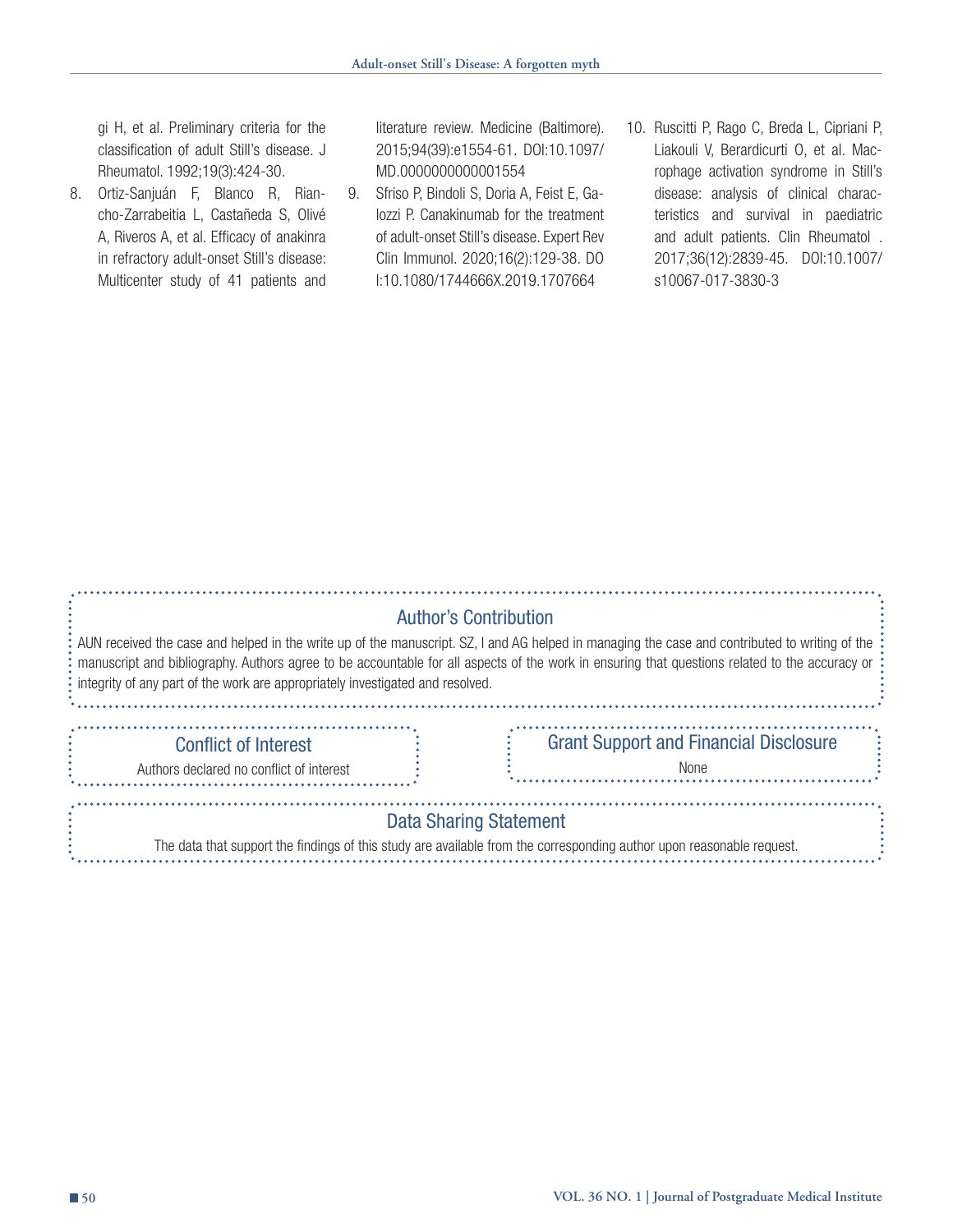gi H, et al. Preliminary criteria for the classification of adult Still's disease. J Rheumatol. 1992;19(3):424-30.

8. Ortiz-Sanjuán F, Blanco R, Riancho-Zarrabeitia L, Castañeda S, Olivé A, Riveros A, et al. Efficacy of anakinra in refractory adult-onset Still's disease: Multicenter study of 41 patients and literature review. Medicine (Baltimore). 2015;94(39):e1554-61. DOI:10.1097/MD.0000000000001554
9. Sfriso P, Bindoli S, Doria A, Feist E, Galozzi P. Canakinumab for the treatment of adult-onset Still's disease. Expert Rev Clin Immunol. 2020;16(2):129-38. DOI:10.1080/1744666X.2019.1707664
10. Ruscitti P, Rago C, Breda L, Cipriani P, Liakouli V, Berardicurti O, et al. Macrophage activation syndrome in Still's disease: analysis of clinical characteristics and survival in paediatric and adult patients. Clin Rheumatol . 2017;36(12):2839-45. DOI:10.1007/s10067-017-3830-3

## Author's Contribution

AUN received the case and helped in the write up of the manuscript. SZ, I and AG helped in managing the case and contributed to writing of the manuscript and bibliography. Authors agree to be accountable for all aspects of the work in ensuring that questions related to the accuracy or integrity of any part of the work are appropriately investigated and resolved.

## Conflict of Interest

Authors declared no conflict of interest

## Grant Support and Financial Disclosure

None

## Data Sharing Statement

The data that support the findings of this study are available from the corresponding author upon reasonable request.